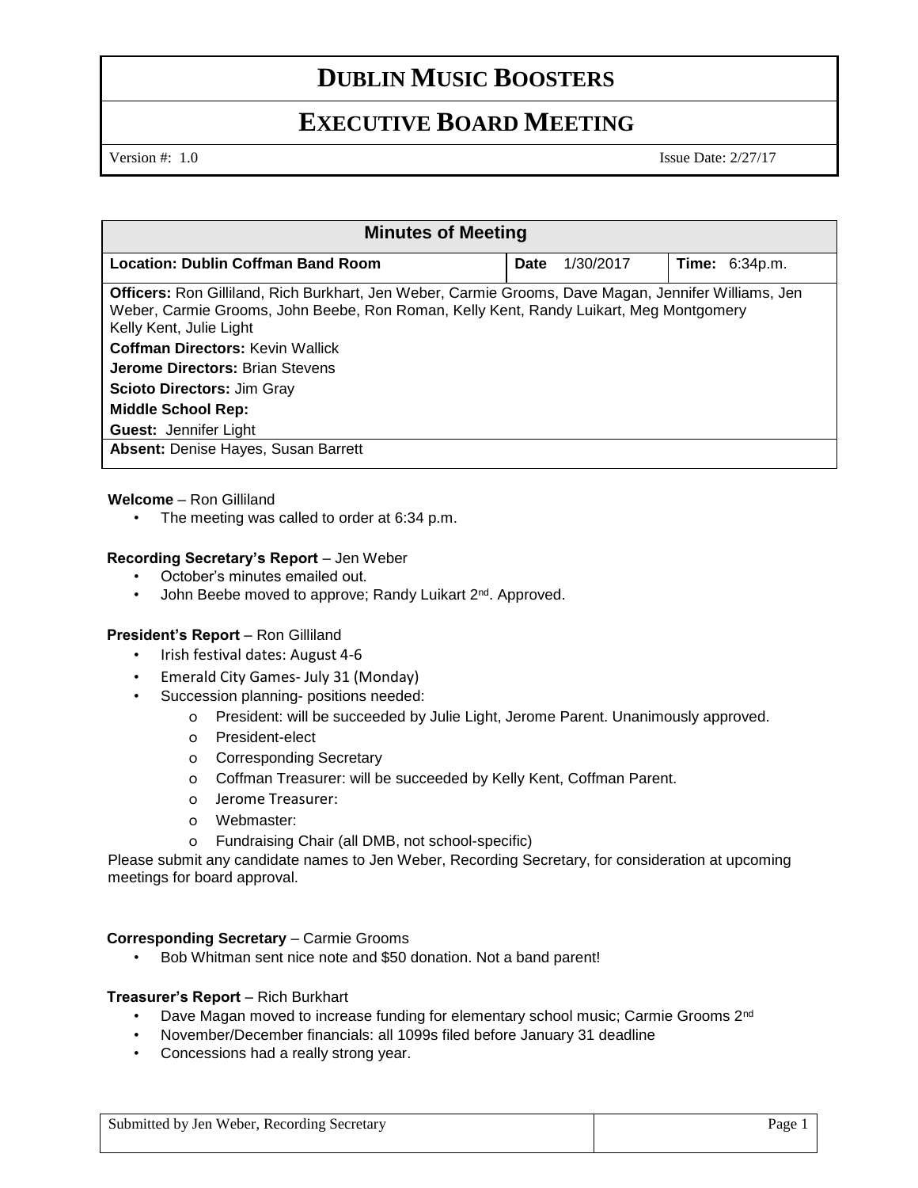# DUBLIN MUSIC BOOSTERS

## EXECUTIVE BOARD MEETING

Version #: 1.0 Issue Date: 2/27/17

| Minutes of Meeting | | |
|---|---|---|
| **Location: Dublin Coffman Band Room** | **Date** 1/30/2017 | **Time:** 6:34p.m. |
| **Officers:** Ron Gilliland, Rich Burkhart, Jen Weber, Carmie Grooms, Dave Magan, Jennifer Williams, Jen Weber, Carmie Grooms, John Beebe, Ron Roman, Kelly Kent, Randy Luikart, Meg Montgomery Kelly Kent, Julie Light | | |
| **Coffman Directors:** Kevin Wallick | | |
| **Jerome Directors:** Brian Stevens | | |
| **Scioto Directors:** Jim Gray | | |
| **Middle School Rep:** | | |
| **Guest:** Jennifer Light | | |
| **Absent:** Denise Hayes, Susan Barrett | | |

**Welcome** – Ron Gilliland

- The meeting was called to order at 6:34 p.m.

**Recording Secretary's Report** – Jen Weber

- October's minutes emailed out.
- John Beebe moved to approve; Randy Luikart 2nd. Approved.

**President's Report** – Ron Gilliland

- Irish festival dates: August 4-6
- Emerald City Games- July 31 (Monday)
- Succession planning- positions needed:
  - President: will be succeeded by Julie Light, Jerome Parent. Unanimously approved.
  - President-elect
  - Corresponding Secretary
  - Coffman Treasurer: will be succeeded by Kelly Kent, Coffman Parent.
  - Jerome Treasurer:
  - Webmaster:
  - Fundraising Chair (all DMB, not school-specific)

Please submit any candidate names to Jen Weber, Recording Secretary, for consideration at upcoming meetings for board approval.

**Corresponding Secretary** – Carmie Grooms

- Bob Whitman sent nice note and $50 donation. Not a band parent!

**Treasurer's Report** – Rich Burkhart

- Dave Magan moved to increase funding for elementary school music; Carmie Grooms 2nd
- November/December financials: all 1099s filed before January 31 deadline
- Concessions had a really strong year.

Submitted by Jen Weber, Recording Secretary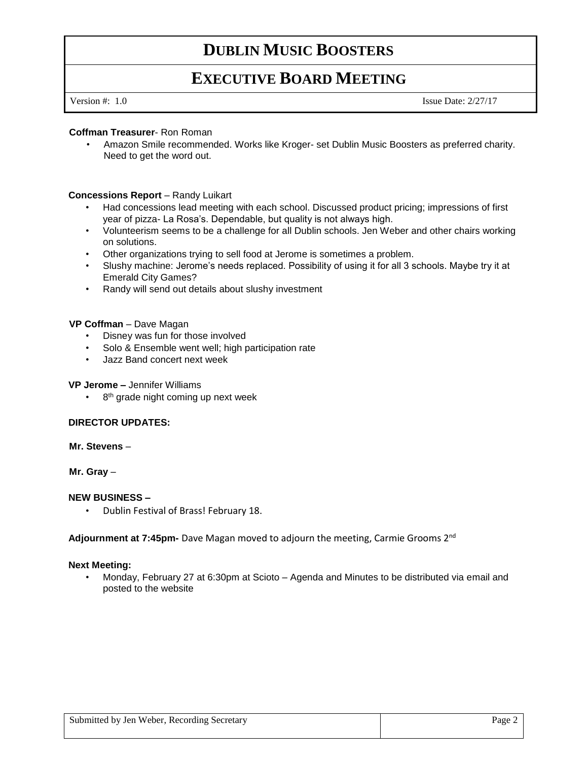**Coffman Treasurer**- Ron Roman

- Amazon Smile recommended. Works like Kroger- set Dublin Music Boosters as preferred charity. Need to get the word out.

**Concessions Report** – Randy Luikart

- Had concessions lead meeting with each school. Discussed product pricing; impressions of first year of pizza- La Rosa's. Dependable, but quality is not always high.
- Volunteerism seems to be a challenge for all Dublin schools. Jen Weber and other chairs working on solutions.
- Other organizations trying to sell food at Jerome is sometimes a problem.
- Slushy machine: Jerome's needs replaced. Possibility of using it for all 3 schools. Maybe try it at Emerald City Games?
- Randy will send out details about slushy investment

**VP Coffman** – Dave Magan

- Disney was fun for those involved
- Solo & Ensemble went well; high participation rate
- Jazz Band concert next week

**VP Jerome –** Jennifer Williams

- 8th grade night coming up next week

**DIRECTOR UPDATES:**

**Mr. Stevens** –

**Mr. Gray** –

**NEW BUSINESS –**

- Dublin Festival of Brass! February 18.

**Adjournment at 7:45pm-** Dave Magan moved to adjourn the meeting, Carmie Grooms 2nd

**Next Meeting:**

- Monday, February 27 at 6:30pm at Scioto – Agenda and Minutes to be distributed via email and posted to the website

Submitted by Jen Weber, Recording Secretary